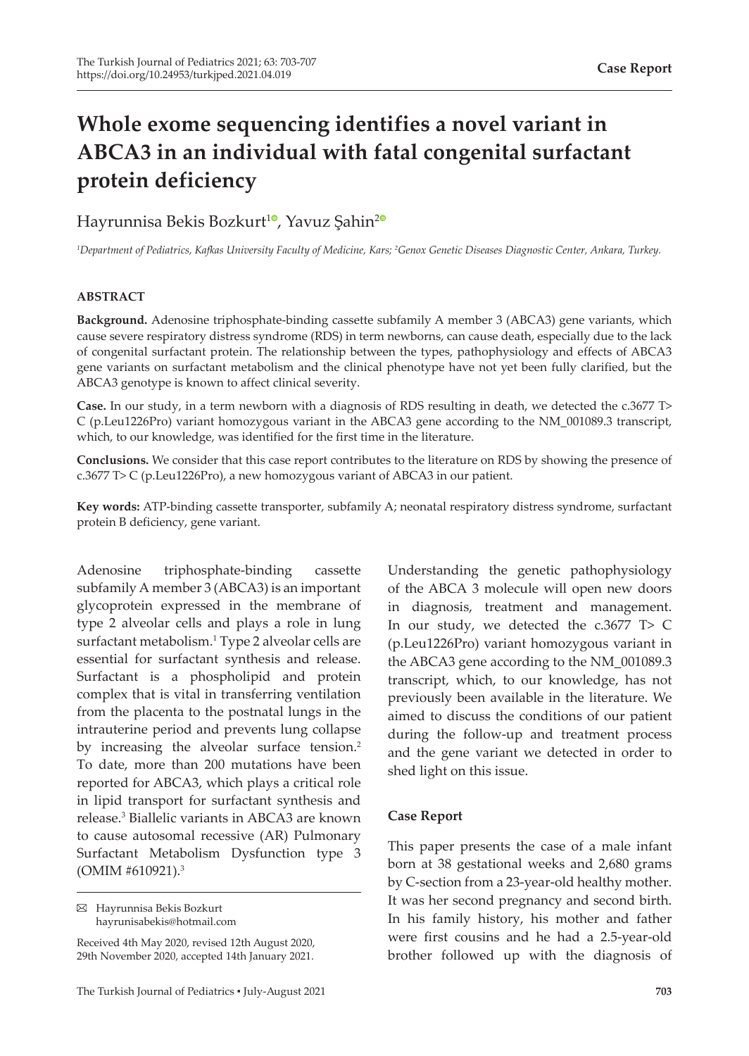Case Report

# Whole exome sequencing identifies a novel variant in ABCA3 in an individual with fatal congenital surfactant protein deficiency

Hayrunnisa Bekis Bozkurt[1], Yavuz Şahin[2]

[1]Department of Pediatrics, Kafkas University Faculty of Medicine, Kars; [2]Genox Genetic Diseases Diagnostic Center, Ankara, Turkey.

### ABSTRACT

**Background.** Adenosine triphosphate-binding cassette subfamily A member 3 (ABCA3) gene variants, which cause severe respiratory distress syndrome (RDS) in term newborns, can cause death, especially due to the lack of congenital surfactant protein. The relationship between the types, pathophysiology and effects of ABCA3 gene variants on surfactant metabolism and the clinical phenotype have not yet been fully clarified, but the ABCA3 genotype is known to affect clinical severity.

**Case.** In our study, in a term newborn with a diagnosis of RDS resulting in death, we detected the c.3677 T> C (p.Leu1226Pro) variant homozygous variant in the ABCA3 gene according to the NM_001089.3 transcript, which, to our knowledge, was identified for the first time in the literature.

**Conclusions.** We consider that this case report contributes to the literature on RDS by showing the presence of c.3677 T> C (p.Leu1226Pro), a new homozygous variant of ABCA3 in our patient.

**Key words:** ATP-binding cassette transporter, subfamily A; neonatal respiratory distress syndrome, surfactant protein B deficiency, gene variant.

Adenosine triphosphate-binding cassette subfamily A member 3 (ABCA3) is an important glycoprotein expressed in the membrane of type 2 alveolar cells and plays a role in lung surfactant metabolism.[1] Type 2 alveolar cells are essential for surfactant synthesis and release. Surfactant is a phospholipid and protein complex that is vital in transferring ventilation from the placenta to the postnatal lungs in the intrauterine period and prevents lung collapse by increasing the alveolar surface tension.[2] To date, more than 200 mutations have been reported for ABCA3, which plays a critical role in lipid transport for surfactant synthesis and release.[3] Biallelic variants in ABCA3 are known to cause autosomal recessive (AR) Pulmonary Surfactant Metabolism Dysfunction type 3 (OMIM #610921).[3]

Understanding the genetic pathophysiology of the ABCA 3 molecule will open new doors in diagnosis, treatment and management. In our study, we detected the c.3677 T> C (p.Leu1226Pro) variant homozygous variant in the ABCA3 gene according to the NM_001089.3 transcript, which, to our knowledge, has not previously been available in the literature. We aimed to discuss the conditions of our patient during the follow-up and treatment process and the gene variant we detected in order to shed light on this issue.

## Case Report

This paper presents the case of a male infant born at 38 gestational weeks and 2,680 grams by C-section from a 23-year-old healthy mother. It was her second pregnancy and second birth. In his family history, his mother and father were first cousins and he had a 2.5-year-old brother followed up with the diagnosis of

✉ Hayrunnisa Bekis Bozkurt
hayrunisabekis@hotmail.com

Received 4th May 2020, revised 12th August 2020, 29th November 2020, accepted 14th January 2021.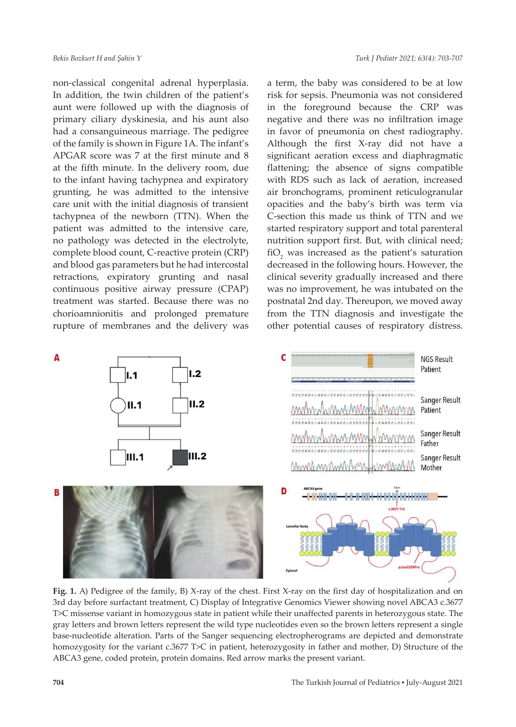non-classical congenital adrenal hyperplasia. In addition, the twin children of the patient's aunt were followed up with the diagnosis of primary ciliary dyskinesia, and his aunt also had a consanguineous marriage. The pedigree of the family is shown in Figure 1A. The infant's APGAR score was 7 at the first minute and 8 at the fifth minute. In the delivery room, due to the infant having tachypnea and expiratory grunting, he was admitted to the intensive care unit with the initial diagnosis of transient tachypnea of the newborn (TTN). When the patient was admitted to the intensive care, no pathology was detected in the electrolyte, complete blood count, C-reactive protein (CRP) and blood gas parameters but he had intercostal retractions, expiratory grunting and nasal continuous positive airway pressure (CPAP) treatment was started. Because there was no chorioamnionitis and prolonged premature rupture of membranes and the delivery was a term, the baby was considered to be at low risk for sepsis. Pneumonia was not considered in the foreground because the CRP was negative and there was no infiltration image in favor of pneumonia on chest radiography. Although the first X-ray did not have a significant aeration excess and diaphragmatic flattening; the absence of signs compatible with RDS such as lack of aeration, increased air bronchograms, prominent reticulogranular opacities and the baby's birth was term via C-section this made us think of TTN and we started respiratory support and total parenteral nutrition support first. But, with clinical need; $fiO_2$ was increased as the patient's saturation decreased in the following hours. However, the clinical severity gradually increased and there was no improvement, he was intubated on the postnatal 2nd day. Thereupon, we moved away from the TTN diagnosis and investigate the other potential causes of respiratory distress.

**Fig. 1.** A) Pedigree of the family, B) X-ray of the chest. First X-ray on the first day of hospitalization and on 3rd day before surfactant treatment, C) Display of Integrative Genomics Viewer showing novel ABCA3 c.3677 T>C missense variant in homozygous state in patient while their unaffected parents in heterozygous state. The gray letters and brown letters represent the wild type nucleotides even so the brown letters represent a single base-nucleotide alteration. Parts of the Sanger sequencing electropherograms are depicted and demonstrate homozygosity for the variant c.3677 T>C in patient, heterozygosity in father and mother, D) Structure of the ABCA3 gene, coded protein, protein domains. Red arrow marks the present variant.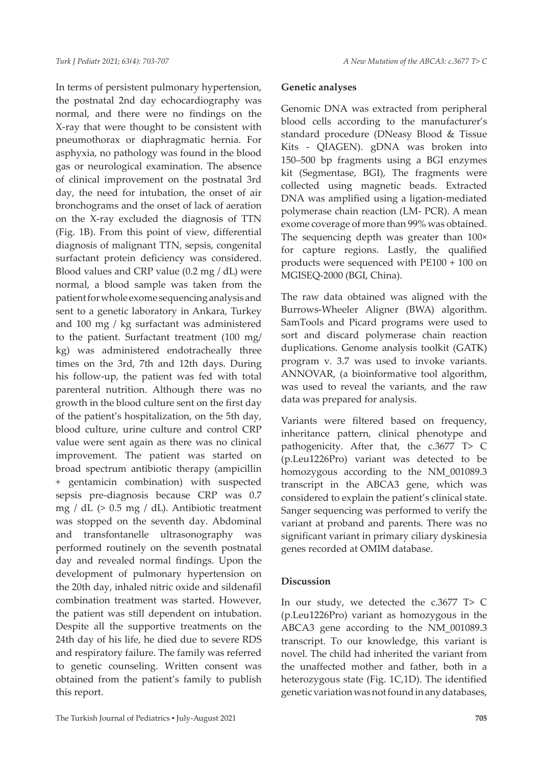In terms of persistent pulmonary hypertension, the postnatal 2nd day echocardiography was normal, and there were no findings on the X-ray that were thought to be consistent with pneumothorax or diaphragmatic hernia. For asphyxia, no pathology was found in the blood gas or neurological examination. The absence of clinical improvement on the postnatal 3rd day, the need for intubation, the onset of air bronchograms and the onset of lack of aeration on the X-ray excluded the diagnosis of TTN (Fig. 1B). From this point of view, differential diagnosis of malignant TTN, sepsis, congenital surfactant protein deficiency was considered. Blood values and CRP value (0.2 mg / dL) were normal, a blood sample was taken from the patient for whole exome sequencing analysis and sent to a genetic laboratory in Ankara, Turkey and 100 mg / kg surfactant was administered to the patient. Surfactant treatment (100 mg/ kg) was administered endotracheally three times on the 3rd, 7th and 12th days. During his follow-up, the patient was fed with total parenteral nutrition. Although there was no growth in the blood culture sent on the first day of the patient's hospitalization, on the 5th day, blood culture, urine culture and control CRP value were sent again as there was no clinical improvement. The patient was started on broad spectrum antibiotic therapy (ampicillin + gentamicin combination) with suspected sepsis pre-diagnosis because CRP was 0.7 mg / dL (> 0.5 mg / dL). Antibiotic treatment was stopped on the seventh day. Abdominal and transfontanelle ultrasonography was performed routinely on the seventh postnatal day and revealed normal findings. Upon the development of pulmonary hypertension on the 20th day, inhaled nitric oxide and sildenafil combination treatment was started. However, the patient was still dependent on intubation. Despite all the supportive treatments on the 24th day of his life, he died due to severe RDS and respiratory failure. The family was referred to genetic counseling. Written consent was obtained from the patient's family to publish this report.

**Genetic analyses**

Genomic DNA was extracted from peripheral blood cells according to the manufacturer's standard procedure (DNeasy Blood & Tissue Kits - QIAGEN). gDNA was broken into 150–500 bp fragments using a BGI enzymes kit (Segmentase, BGI), The fragments were collected using magnetic beads. Extracted DNA was amplified using a ligation-mediated polymerase chain reaction (LM- PCR). A mean exome coverage of more than 99% was obtained. The sequencing depth was greater than 100× for capture regions. Lastly, the qualified products were sequenced with PE100 + 100 on MGISEQ-2000 (BGI, China).

The raw data obtained was aligned with the Burrows-Wheeler Aligner (BWA) algorithm. SamTools and Picard programs were used to sort and discard polymerase chain reaction duplications. Genome analysis toolkit (GATK) program v. 3.7 was used to invoke variants. ANNOVAR, (a bioinformative tool algorithm, was used to reveal the variants, and the raw data was prepared for analysis.

Variants were filtered based on frequency, inheritance pattern, clinical phenotype and pathogenicity. After that, the c.3677 T> C (p.Leu1226Pro) variant was detected to be homozygous according to the NM_001089.3 transcript in the ABCA3 gene, which was considered to explain the patient's clinical state. Sanger sequencing was performed to verify the variant at proband and parents. There was no significant variant in primary ciliary dyskinesia genes recorded at OMIM database.

## Discussion

In our study, we detected the c.3677 T> C (p.Leu1226Pro) variant as homozygous in the ABCA3 gene according to the NM_001089.3 transcript. To our knowledge, this variant is novel. The child had inherited the variant from the unaffected mother and father, both in a heterozygous state (Fig. 1C,1D). The identified genetic variation was not found in any databases,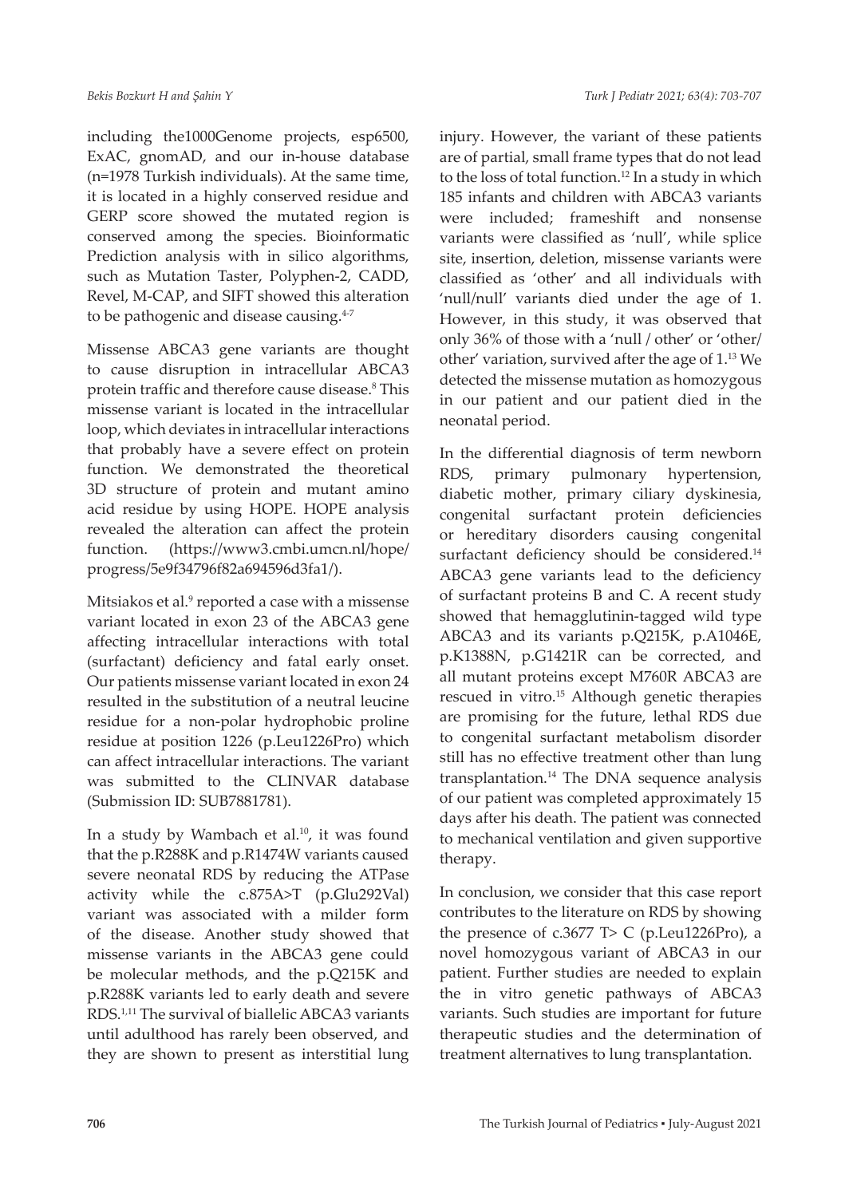including the1000Genome projects, esp6500, ExAC, gnomAD, and our in-house database (n=1978 Turkish individuals). At the same time, it is located in a highly conserved residue and GERP score showed the mutated region is conserved among the species. Bioinformatic Prediction analysis with in silico algorithms, such as Mutation Taster, Polyphen-2, CADD, Revel, M-CAP, and SIFT showed this alteration to be pathogenic and disease causing.[4-7]

Missense ABCA3 gene variants are thought to cause disruption in intracellular ABCA3 protein traffic and therefore cause disease.[8] This missense variant is located in the intracellular loop, which deviates in intracellular interactions that probably have a severe effect on protein function. We demonstrated the theoretical 3D structure of protein and mutant amino acid residue by using HOPE. HOPE analysis revealed the alteration can affect the protein function. (https://www3.cmbi.umcn.nl/hope/progress/5e9f34796f82a694596d3fa1/).

Mitsiakos et al.[9] reported a case with a missense variant located in exon 23 of the ABCA3 gene affecting intracellular interactions with total (surfactant) deficiency and fatal early onset. Our patients missense variant located in exon 24 resulted in the substitution of a neutral leucine residue for a non-polar hydrophobic proline residue at position 1226 (p.Leu1226Pro) which can affect intracellular interactions. The variant was submitted to the CLINVAR database (Submission ID: SUB7881781).

In a study by Wambach et al.[10], it was found that the p.R288K and p.R1474W variants caused severe neonatal RDS by reducing the ATPase activity while the c.875A>T (p.Glu292Val) variant was associated with a milder form of the disease. Another study showed that missense variants in the ABCA3 gene could be molecular methods, and the p.Q215K and p.R288K variants led to early death and severe RDS.[1,11] The survival of biallelic ABCA3 variants until adulthood has rarely been observed, and they are shown to present as interstitial lung injury. However, the variant of these patients are of partial, small frame types that do not lead to the loss of total function.[12] In a study in which 185 infants and children with ABCA3 variants were included; frameshift and nonsense variants were classified as 'null', while splice site, insertion, deletion, missense variants were classified as 'other' and all individuals with 'null/null' variants died under the age of 1. However, in this study, it was observed that only 36% of those with a 'null / other' or 'other/other' variation, survived after the age of 1.[13] We detected the missense mutation as homozygous in our patient and our patient died in the neonatal period.

In the differential diagnosis of term newborn RDS, primary pulmonary hypertension, diabetic mother, primary ciliary dyskinesia, congenital surfactant protein deficiencies or hereditary disorders causing congenital surfactant deficiency should be considered.[14] ABCA3 gene variants lead to the deficiency of surfactant proteins B and C. A recent study showed that hemagglutinin-tagged wild type ABCA3 and its variants p.Q215K, p.A1046E, p.K1388N, p.G1421R can be corrected, and all mutant proteins except M760R ABCA3 are rescued in vitro.[15] Although genetic therapies are promising for the future, lethal RDS due to congenital surfactant metabolism disorder still has no effective treatment other than lung transplantation.[14] The DNA sequence analysis of our patient was completed approximately 15 days after his death. The patient was connected to mechanical ventilation and given supportive therapy.

In conclusion, we consider that this case report contributes to the literature on RDS by showing the presence of c.3677 T> C (p.Leu1226Pro), a novel homozygous variant of ABCA3 in our patient. Further studies are needed to explain the in vitro genetic pathways of ABCA3 variants. Such studies are important for future therapeutic studies and the determination of treatment alternatives to lung transplantation.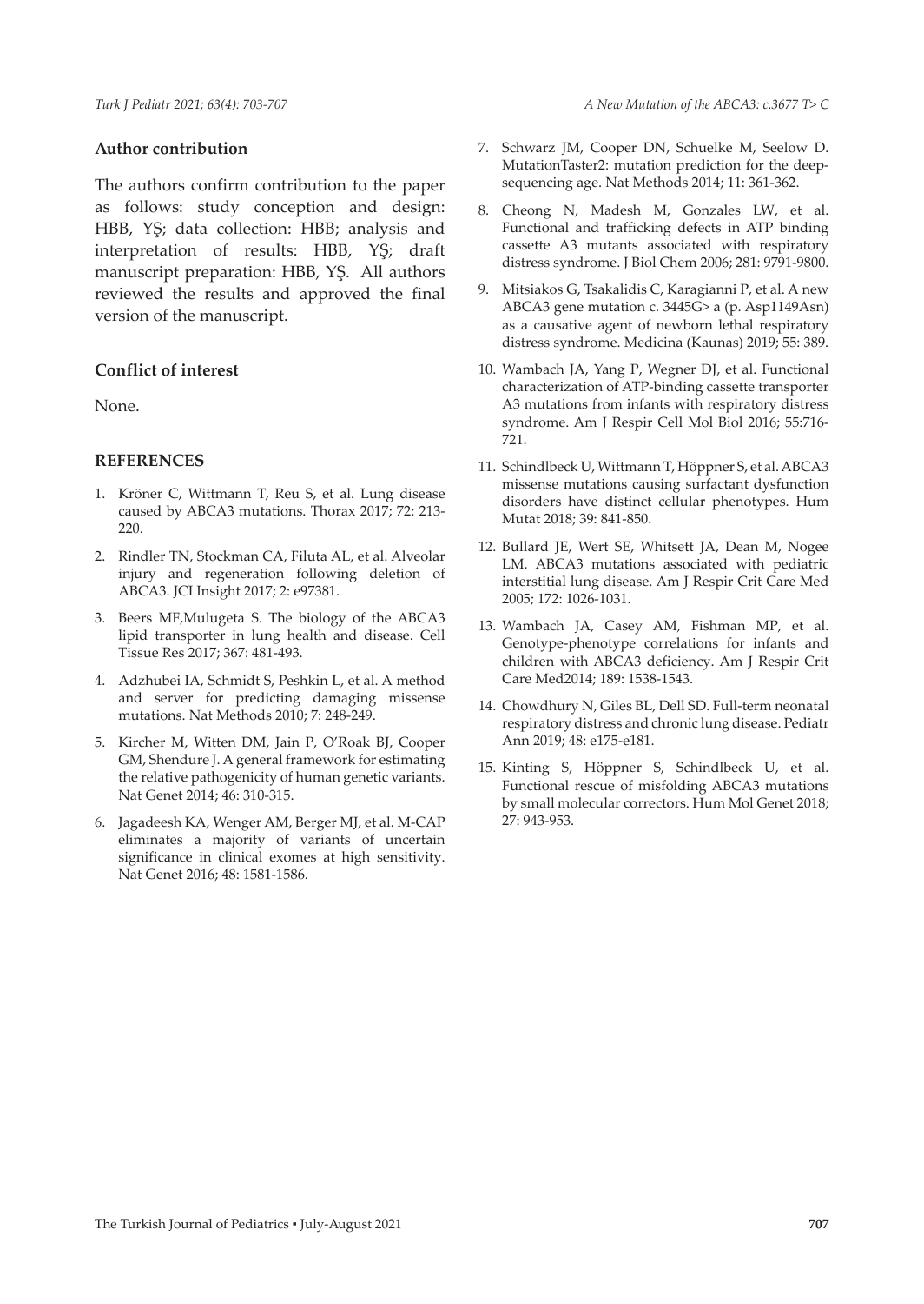## Author contribution

The authors confirm contribution to the paper as follows: study conception and design: HBB, YŞ; data collection: HBB; analysis and interpretation of results: HBB, YŞ; draft manuscript preparation: HBB, YŞ. All authors reviewed the results and approved the final version of the manuscript.

## Conflict of interest

None.

## REFERENCES

1. Kröner C, Wittmann T, Reu S, et al. Lung disease caused by ABCA3 mutations. Thorax 2017; 72: 213-220.
2. Rindler TN, Stockman CA, Filuta AL, et al. Alveolar injury and regeneration following deletion of ABCA3. JCI Insight 2017; 2: e97381.
3. Beers MF,Mulugeta S. The biology of the ABCA3 lipid transporter in lung health and disease. Cell Tissue Res 2017; 367: 481-493.
4. Adzhubei IA, Schmidt S, Peshkin L, et al. A method and server for predicting damaging missense mutations. Nat Methods 2010; 7: 248-249.
5. Kircher M, Witten DM, Jain P, O'Roak BJ, Cooper GM, Shendure J. A general framework for estimating the relative pathogenicity of human genetic variants. Nat Genet 2014; 46: 310-315.
6. Jagadeesh KA, Wenger AM, Berger MJ, et al. M-CAP eliminates a majority of variants of uncertain significance in clinical exomes at high sensitivity. Nat Genet 2016; 48: 1581-1586.
7. Schwarz JM, Cooper DN, Schuelke M, Seelow D. MutationTaster2: mutation prediction for the deep-sequencing age. Nat Methods 2014; 11: 361-362.
8. Cheong N, Madesh M, Gonzales LW, et al. Functional and trafficking defects in ATP binding cassette A3 mutants associated with respiratory distress syndrome. J Biol Chem 2006; 281: 9791-9800.
9. Mitsiakos G, Tsakalidis C, Karagianni P, et al. A new ABCA3 gene mutation c. 3445G> a (p. Asp1149Asn) as a causative agent of newborn lethal respiratory distress syndrome. Medicina (Kaunas) 2019; 55: 389.
10. Wambach JA, Yang P, Wegner DJ, et al. Functional characterization of ATP-binding cassette transporter A3 mutations from infants with respiratory distress syndrome. Am J Respir Cell Mol Biol 2016; 55:716-721.
11. Schindlbeck U, Wittmann T, Höppner S, et al. ABCA3 missense mutations causing surfactant dysfunction disorders have distinct cellular phenotypes. Hum Mutat 2018; 39: 841-850.
12. Bullard JE, Wert SE, Whitsett JA, Dean M, Nogee LM. ABCA3 mutations associated with pediatric interstitial lung disease. Am J Respir Crit Care Med 2005; 172: 1026-1031.
13. Wambach JA, Casey AM, Fishman MP, et al. Genotype-phenotype correlations for infants and children with ABCA3 deficiency. Am J Respir Crit Care Med2014; 189: 1538-1543.
14. Chowdhury N, Giles BL, Dell SD. Full-term neonatal respiratory distress and chronic lung disease. Pediatr Ann 2019; 48: e175-e181.
15. Kinting S, Höppner S, Schindlbeck U, et al. Functional rescue of misfolding ABCA3 mutations by small molecular correctors. Hum Mol Genet 2018; 27: 943-953.